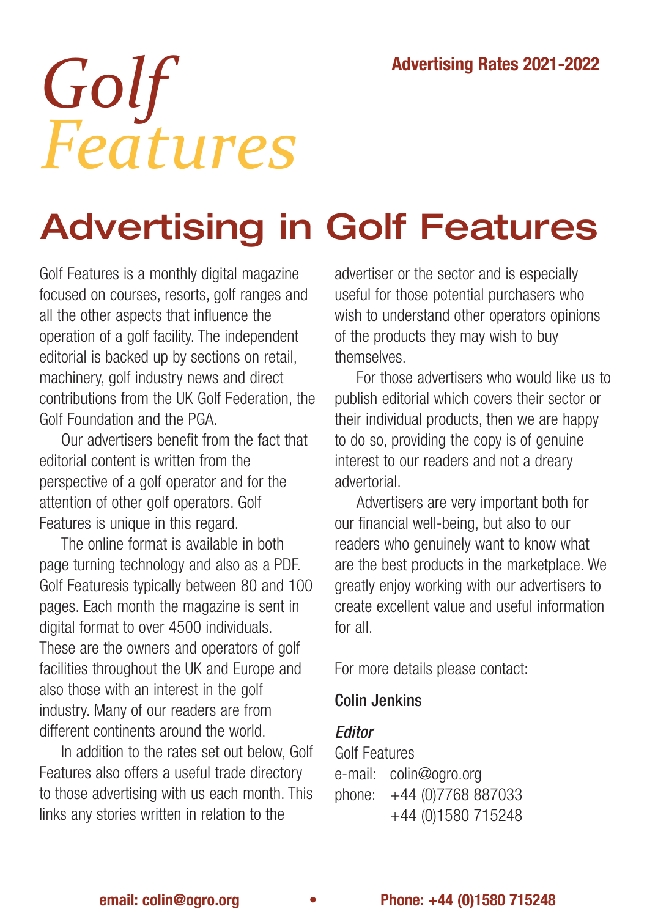# *Golf Features*

**Advertising Rates 2021-2022**

## Advertising in Golf Features

Golf Features is a monthly digital magazine focused on courses, resorts, golf ranges and all the other aspects that influence the operation of a golf facility. The independent editorial is backed up by sections on retail, machinery, golf industry news and direct contributions from the UK Golf Federation, the Golf Foundation and the PGA.

Our advertisers benefit from the fact that editorial content is written from the perspective of a golf operator and for the attention of other golf operators. Golf Features is unique in this regard.

The online format is available in both page turning technology and also as a PDF. Golf Featuresis typically between 80 and 100 pages. Each month the magazine is sent in digital format to over 4500 individuals. These are the owners and operators of golf facilities throughout the UK and Europe and also those with an interest in the golf industry. Many of our readers are from different continents around the world.

In addition to the rates set out below, Golf Features also offers a useful trade directory to those advertising with us each month. This links any stories written in relation to the advertiser or the sector and is especially useful for those potential purchasers who wish to understand other operators opinions of the products they may wish to buy themselves.

For those advertisers who would like us to publish editorial which covers their sector or their individual products, then we are happy to do so, providing the copy is of genuine interest to our readers and not a dreary advertorial.

Advertisers are very important both for our financial well-being, but also to our readers who genuinely want to know what are the best products in the marketplace. We greatly enjoy working with our advertisers to create excellent value and useful information for all.

For more details please contact:

Colin Jenkins

*Editor*

Golf Features

e-mail: colin@ogro.org

phone: +44 (0)7768 887033
+44 (0)1580 715248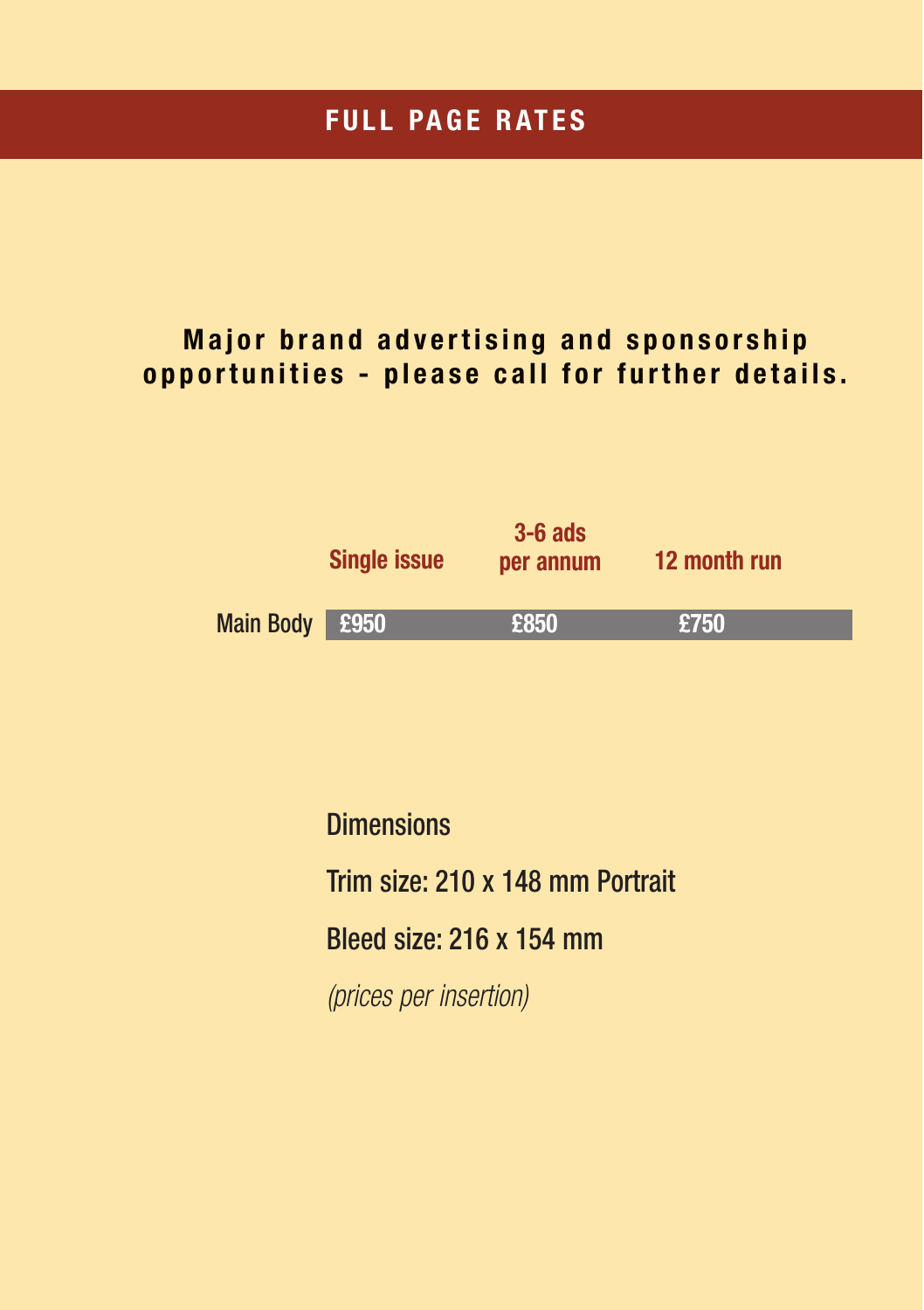# FULL PAGE RATES

**Major brand advertising and sponsorship opportunities - please call for further details.**

| | Single issue | 3-6 ads per annum | 12 month run |
|---|---|---|---|
| Main Body | £950 | £850 | £750 |

Dimensions

Trim size: 210 x 148 mm Portrait

Bleed size: 216 x 154 mm

*(prices per insertion)*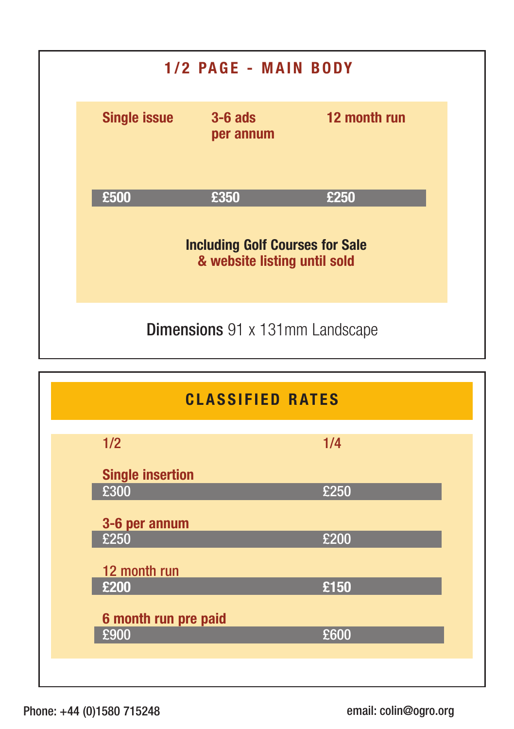## 1/2 PAGE - MAIN BODY

| Single issue | 3-6 ads per annum | 12 month run |
|---|---|---|
| £500 | £350 | £250 |

**Including Golf Courses for Sale**
**& website listing until sold**

**Dimensions** 91 x 131mm Landscape

## CLASSIFIED RATES

| | 1/2 | 1/4 |
|---|---|---|
| **Single insertion** | £300 | £250 |
| **3-6 per annum** | £250 | £200 |
| **12 month run** | £200 | £150 |
| **6 month run pre paid** | £900 | £600 |

Phone: +44 (0)1580 715248

email: colin@ogro.org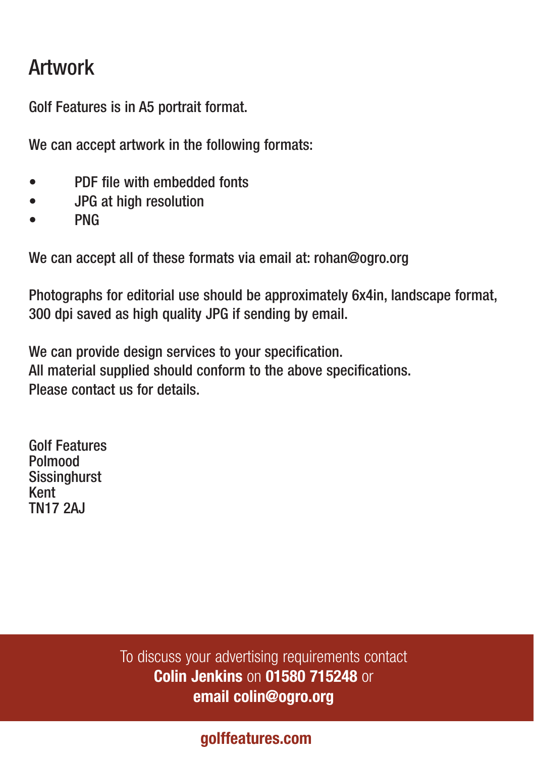# Artwork

Golf Features is in A5 portrait format.

We can accept artwork in the following formats:

- PDF file with embedded fonts
- JPG at high resolution
- PNG

We can accept all of these formats via email at: rohan@ogro.org

Photographs for editorial use should be approximately 6x4in, landscape format, 300 dpi saved as high quality JPG if sending by email.

We can provide design services to your specification.
All material supplied should conform to the above specifications.
Please contact us for details.

Golf Features
Polmood
Sissinghurst
Kent
TN17 2AJ

To discuss your advertising requirements contact
**Colin Jenkins** on **01580 715248** or
**email colin@ogro.org**

**golffeatures.com**